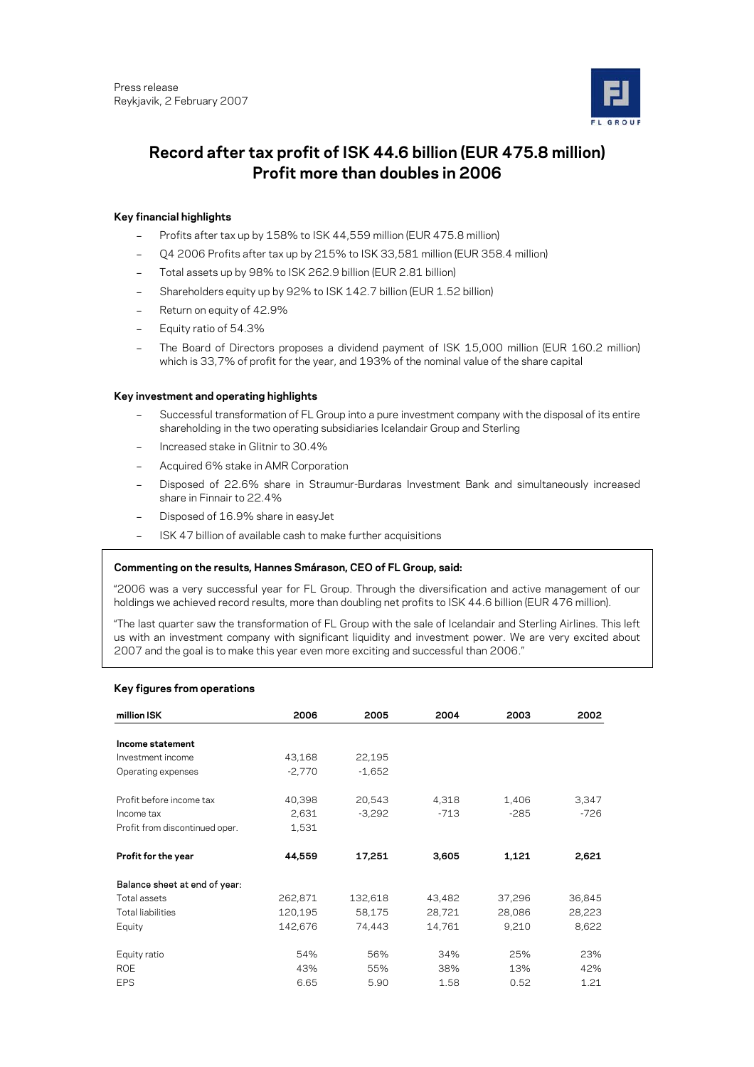Press release
Reykjavik, 2 February 2007

# Record after tax profit of ISK 44.6 billion (EUR 475.8 million) Profit more than doubles in 2006

### Key financial highlights

- Profits after tax up by 158% to ISK 44,559 million (EUR 475.8 million)
- Q4 2006 Profits after tax up by 215% to ISK 33,581 million (EUR 358.4 million)
- Total assets up by 98% to ISK 262.9 billion (EUR 2.81 billion)
- Shareholders equity up by 92% to ISK 142.7 billion (EUR 1.52 billion)
- Return on equity of 42.9%
- Equity ratio of 54.3%
- The Board of Directors proposes a dividend payment of ISK 15,000 million (EUR 160.2 million) which is 33,7% of profit for the year, and 193% of the nominal value of the share capital

### Key investment and operating highlights

- Successful transformation of FL Group into a pure investment company with the disposal of its entire shareholding in the two operating subsidiaries Icelandair Group and Sterling
- Increased stake in Glitnir to 30.4%
- Acquired 6% stake in AMR Corporation
- Disposed of 22.6% share in Straumur-Burdaras Investment Bank and simultaneously increased share in Finnair to 22.4%
- Disposed of 16.9% share in easyJet
- ISK 47 billion of available cash to make further acquisitions

**Commenting on the results, Hannes Smárason, CEO of FL Group, said:**

"2006 was a very successful year for FL Group. Through the diversification and active management of our holdings we achieved record results, more than doubling net profits to ISK 44.6 billion (EUR 476 million).

"The last quarter saw the transformation of FL Group with the sale of Icelandair and Sterling Airlines. This left us with an investment company with significant liquidity and investment power. We are very excited about 2007 and the goal is to make this year even more exciting and successful than 2006."

### Key figures from operations

| million ISK | 2006 | 2005 | 2004 | 2003 | 2002 |
|---|---|---|---|---|---|
| **Income statement** | | | | | |
| Investment income | 43,168 | 22,195 | | | |
| Operating expenses | -2,770 | -1,652 | | | |
| Profit before income tax | 40,398 | 20,543 | 4,318 | 1,406 | 3,347 |
| Income tax | 2,631 | -3,292 | -713 | -285 | -726 |
| Profit from discontinued oper. | 1,531 | | | | |
| **Profit for the year** | **44,559** | **17,251** | **3,605** | **1,121** | **2,621** |
| Balance sheet at end of year: | | | | | |
| Total assets | 262,871 | 132,618 | 43,482 | 37,296 | 36,845 |
| Total liabilities | 120,195 | 58,175 | 28,721 | 28,086 | 28,223 |
| Equity | 142,676 | 74,443 | 14,761 | 9,210 | 8,622 |
| Equity ratio | 54% | 56% | 34% | 25% | 23% |
| ROE | 43% | 55% | 38% | 13% | 42% |
| EPS | 6.65 | 5.90 | 1.58 | 0.52 | 1.21 |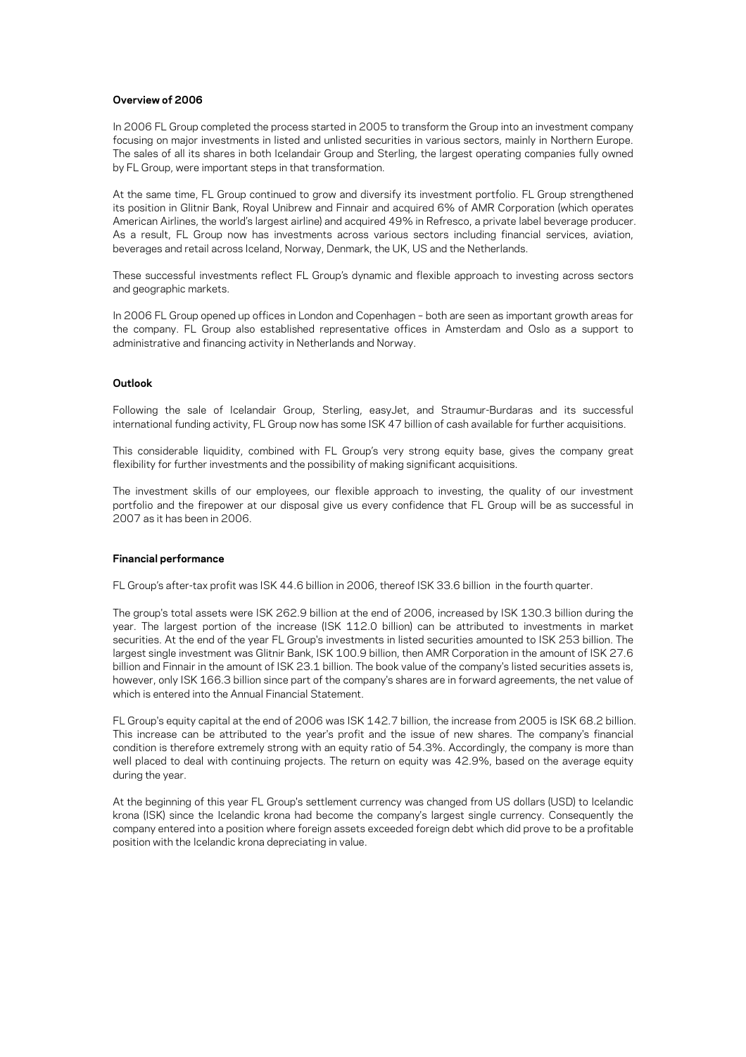**Overview of 2006**

In 2006 FL Group completed the process started in 2005 to transform the Group into an investment company focusing on major investments in listed and unlisted securities in various sectors, mainly in Northern Europe. The sales of all its shares in both Icelandair Group and Sterling, the largest operating companies fully owned by FL Group, were important steps in that transformation.

At the same time, FL Group continued to grow and diversify its investment portfolio. FL Group strengthened its position in Glitnir Bank, Royal Unibrew and Finnair and acquired 6% of AMR Corporation (which operates American Airlines, the world's largest airline) and acquired 49% in Refresco, a private label beverage producer. As a result, FL Group now has investments across various sectors including financial services, aviation, beverages and retail across Iceland, Norway, Denmark, the UK, US and the Netherlands.

These successful investments reflect FL Group's dynamic and flexible approach to investing across sectors and geographic markets.

In 2006 FL Group opened up offices in London and Copenhagen – both are seen as important growth areas for the company. FL Group also established representative offices in Amsterdam and Oslo as a support to administrative and financing activity in Netherlands and Norway.

**Outlook**

Following the sale of Icelandair Group, Sterling, easyJet, and Straumur-Burdaras and its successful international funding activity, FL Group now has some ISK 47 billion of cash available for further acquisitions.

This considerable liquidity, combined with FL Group's very strong equity base, gives the company great flexibility for further investments and the possibility of making significant acquisitions.

The investment skills of our employees, our flexible approach to investing, the quality of our investment portfolio and the firepower at our disposal give us every confidence that FL Group will be as successful in 2007 as it has been in 2006.

**Financial performance**

FL Group's after-tax profit was ISK 44.6 billion in 2006, thereof ISK 33.6 billion in the fourth quarter.

The group's total assets were ISK 262.9 billion at the end of 2006, increased by ISK 130.3 billion during the year. The largest portion of the increase (ISK 112.0 billion) can be attributed to investments in market securities. At the end of the year FL Group's investments in listed securities amounted to ISK 253 billion. The largest single investment was Glitnir Bank, ISK 100.9 billion, then AMR Corporation in the amount of ISK 27.6 billion and Finnair in the amount of ISK 23.1 billion. The book value of the company's listed securities assets is, however, only ISK 166.3 billion since part of the company's shares are in forward agreements, the net value of which is entered into the Annual Financial Statement.

FL Group's equity capital at the end of 2006 was ISK 142.7 billion, the increase from 2005 is ISK 68.2 billion. This increase can be attributed to the year's profit and the issue of new shares. The company's financial condition is therefore extremely strong with an equity ratio of 54.3%. Accordingly, the company is more than well placed to deal with continuing projects. The return on equity was 42.9%, based on the average equity during the year.

At the beginning of this year FL Group's settlement currency was changed from US dollars (USD) to Icelandic krona (ISK) since the Icelandic krona had become the company's largest single currency. Consequently the company entered into a position where foreign assets exceeded foreign debt which did prove to be a profitable position with the Icelandic krona depreciating in value.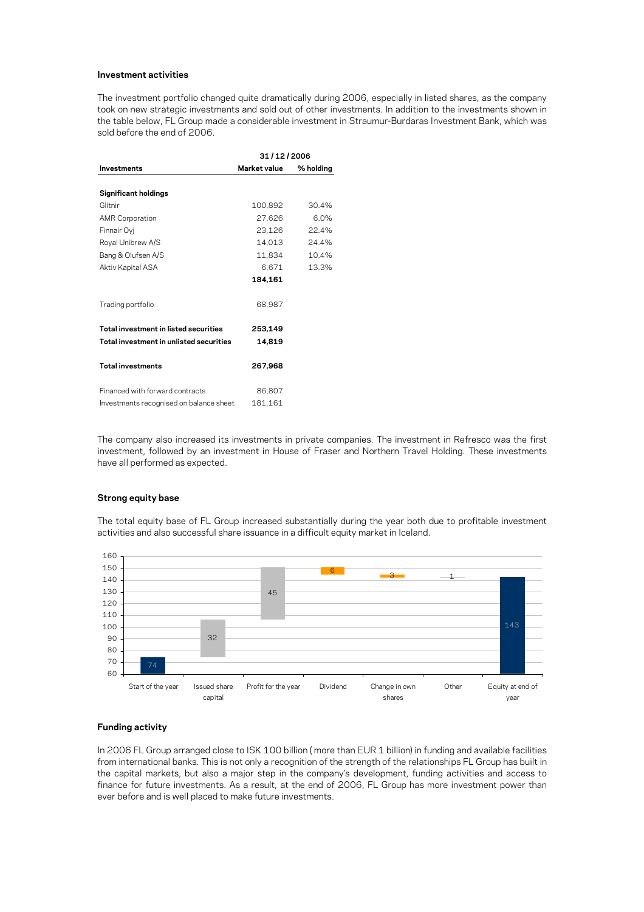### Investment activities

The investment portfolio changed quite dramatically during 2006, especially in listed shares, as the company took on new strategic investments and sold out of other investments. In addition to the investments shown in the table below, FL Group made a considerable investment in Straumur-Burdaras Investment Bank, which was sold before the end of 2006.

| | 31/12/2006 | |
|---|---|---|
| **Investments** | **Market value** | **% holding** |
| **Significant holdings** | | |
| Glitnir | 100,892 | 30.4% |
| AMR Corporation | 27,626 | 6.0% |
| Finnair Oyj | 23,126 | 22.4% |
| Royal Unibrew A/S | 14,013 | 24.4% |
| Bang & Olufsen A/S | 11,834 | 10.4% |
| Aktiv Kapital ASA | 6,671 | 13.3% |
| | **184,161** | |
| Trading portfolio | 68,987 | |
| **Total investment in listed securities** | **253,149** | |
| **Total investment in unlisted securities** | **14,819** | |
| **Total investments** | **267,968** | |
| Financed with forward contracts | 86,807 | |
| Investments recognised on balance sheet | 181,161 | |

The company also increased its investments in private companies. The investment in Refresco was the first investment, followed by an investment in House of Fraser and Northern Travel Holding. These investments have all performed as expected.

### Strong equity base

The total equity base of FL Group increased substantially during the year both due to profitable investment activities and also successful share issuance in a difficult equity market in Iceland.

### Funding activity

In 2006 FL Group arranged close to ISK 100 billion ( more than EUR 1 billion) in funding and available facilities from international banks. This is not only a recognition of the strength of the relationships FL Group has built in the capital markets, but also a major step in the company's development, funding activities and access to finance for future investments. As a result, at the end of 2006, FL Group has more investment power than ever before and is well placed to make future investments.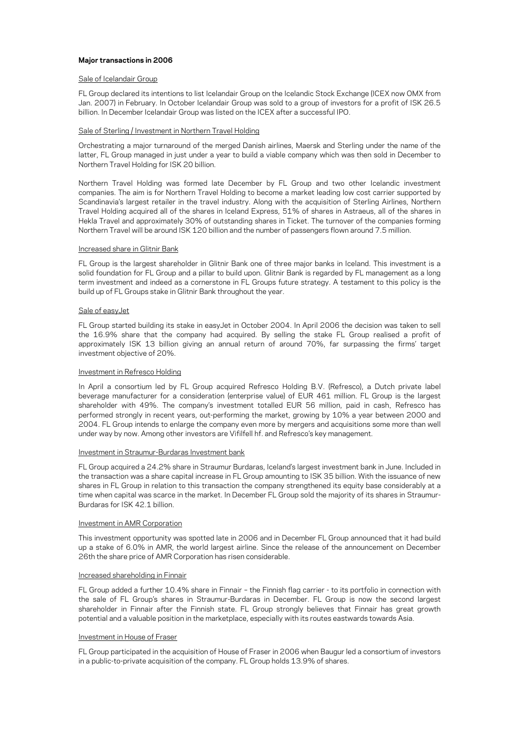**Major transactions in 2006**

Sale of Icelandair Group

FL Group declared its intentions to list Icelandair Group on the Icelandic Stock Exchange (ICEX now OMX from Jan. 2007) in February. In October Icelandair Group was sold to a group of investors for a profit of ISK 26.5 billion. In December Icelandair Group was listed on the ICEX after a successful IPO.

Sale of Sterling / Investment in Northern Travel Holding

Orchestrating a major turnaround of the merged Danish airlines, Maersk and Sterling under the name of the latter, FL Group managed in just under a year to build a viable company which was then sold in December to Northern Travel Holding for ISK 20 billion.

Northern Travel Holding was formed late December by FL Group and two other Icelandic investment companies. The aim is for Northern Travel Holding to become a market leading low cost carrier supported by Scandinavia's largest retailer in the travel industry. Along with the acquisition of Sterling Airlines, Northern Travel Holding acquired all of the shares in Iceland Express, 51% of shares in Astraeus, all of the shares in Hekla Travel and approximately 30% of outstanding shares in Ticket. The turnover of the companies forming Northern Travel will be around ISK 120 billion and the number of passengers flown around 7.5 million.

Increased share in Glitnir Bank

FL Group is the largest shareholder in Glitnir Bank one of three major banks in Iceland. This investment is a solid foundation for FL Group and a pillar to build upon. Glitnir Bank is regarded by FL management as a long term investment and indeed as a cornerstone in FL Groups future strategy. A testament to this policy is the build up of FL Groups stake in Glitnir Bank throughout the year.

Sale of easyJet

FL Group started building its stake in easyJet in October 2004. In April 2006 the decision was taken to sell the 16.9% share that the company had acquired. By selling the stake FL Group realised a profit of approximately ISK 13 billion giving an annual return of around 70%, far surpassing the firms' target investment objective of 20%.

Investment in Refresco Holding

In April a consortium led by FL Group acquired Refresco Holding B.V. (Refresco), a Dutch private label beverage manufacturer for a consideration (enterprise value) of EUR 461 million. FL Group is the largest shareholder with 49%. The company's investment totalled EUR 56 million, paid in cash. Refresco has performed strongly in recent years, out-performing the market, growing by 10% a year between 2000 and 2004. FL Group intends to enlarge the company even more by mergers and acquisitions some more than well under way by now. Among other investors are Vifilfell hf. and Refresco's key management.

Investment in Straumur-Burdaras Investment bank

FL Group acquired a 24.2% share in Straumur Burdaras, Iceland's largest investment bank in June. Included in the transaction was a share capital increase in FL Group amounting to ISK 35 billion. With the issuance of new shares in FL Group in relation to this transaction the company strengthened its equity base considerably at a time when capital was scarce in the market. In December FL Group sold the majority of its shares in Straumur-Burdaras for ISK 42.1 billion.

Investment in AMR Corporation

This investment opportunity was spotted late in 2006 and in December FL Group announced that it had build up a stake of 6.0% in AMR, the world largest airline. Since the release of the announcement on December 26th the share price of AMR Corporation has risen considerable.

Increased shareholding in Finnair

FL Group added a further 10.4% share in Finnair – the Finnish flag carrier - to its portfolio in connection with the sale of FL Group's shares in Straumur-Burdaras in December. FL Group is now the second largest shareholder in Finnair after the Finnish state. FL Group strongly believes that Finnair has great growth potential and a valuable position in the marketplace, especially with its routes eastwards towards Asia.

Investment in House of Fraser

FL Group participated in the acquisition of House of Fraser in 2006 when Baugur led a consortium of investors in a public-to-private acquisition of the company. FL Group holds 13.9% of shares.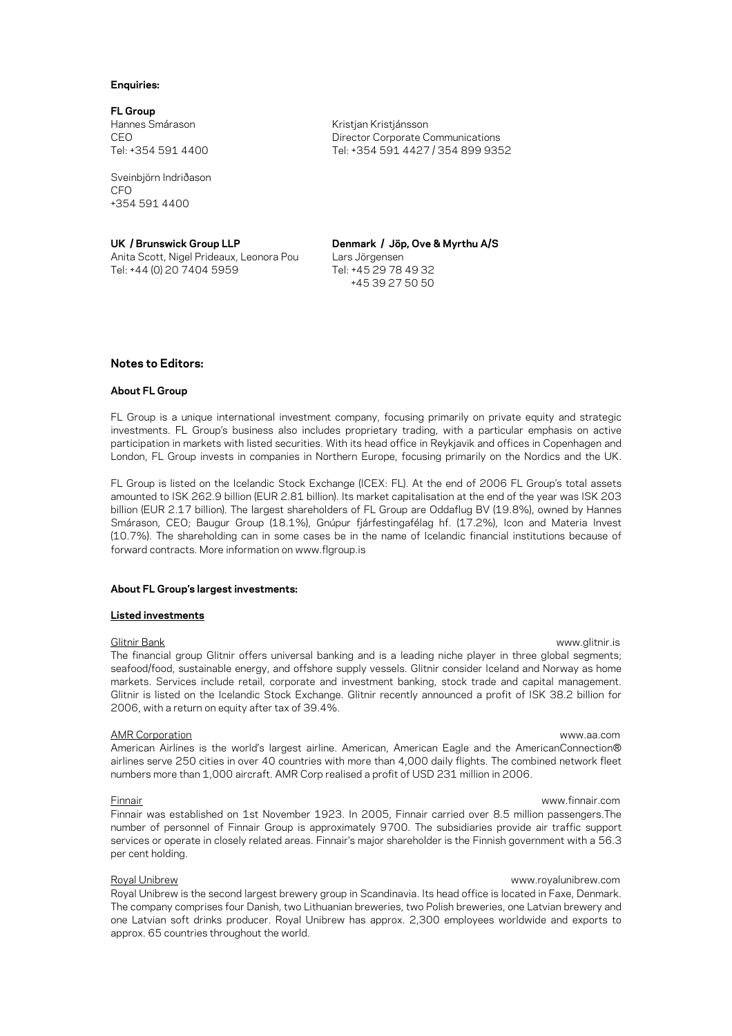**Enquiries:**

**FL Group**

Hannes Smárason
CEO
Tel: +354 591 4400

Kristjan Kristjánsson
Director Corporate Communications
Tel: +354 591 4427 / 354 899 9352

Sveinbjörn Indriðason
CFO
+354 591 4400

**UK / Brunswick Group LLP**
Anita Scott, Nigel Prideaux, Leonora Pou
Tel: +44 (0) 20 7404 5959

**Denmark / Jöp, Ove & Myrthu A/S**
Lars Jörgensen
Tel: +45 29 78 49 32
+45 39 27 50 50

## Notes to Editors:

### About FL Group

FL Group is a unique international investment company, focusing primarily on private equity and strategic investments. FL Group's business also includes proprietary trading, with a particular emphasis on active participation in markets with listed securities. With its head office in Reykjavik and offices in Copenhagen and London, FL Group invests in companies in Northern Europe, focusing primarily on the Nordics and the UK.

FL Group is listed on the Icelandic Stock Exchange (ICEX: FL). At the end of 2006 FL Group's total assets amounted to ISK 262.9 billion (EUR 2.81 billion). Its market capitalisation at the end of the year was ISK 203 billion (EUR 2.17 billion). The largest shareholders of FL Group are Oddaflug BV (19.8%), owned by Hannes Smárason, CEO; Baugur Group (18.1%), Gnúpur fjárfestingafélag hf. (17.2%), Icon and Materia Invest (10.7%). The shareholding can in some cases be in the name of Icelandic financial institutions because of forward contracts. More information on www.flgroup.is

### About FL Group's largest investments:

**Listed investments**

Glitnir Bank — www.glitnir.is

The financial group Glitnir offers universal banking and is a leading niche player in three global segments; seafood/food, sustainable energy, and offshore supply vessels. Glitnir consider Iceland and Norway as home markets. Services include retail, corporate and investment banking, stock trade and capital management. Glitnir is listed on the Icelandic Stock Exchange. Glitnir recently announced a profit of ISK 38.2 billion for 2006, with a return on equity after tax of 39.4%.

AMR Corporation — www.aa.com

American Airlines is the world's largest airline. American, American Eagle and the AmericanConnection® airlines serve 250 cities in over 40 countries with more than 4,000 daily flights. The combined network fleet numbers more than 1,000 aircraft. AMR Corp realised a profit of USD 231 million in 2006.

Finnair — www.finnair.com

Finnair was established on 1st November 1923. In 2005, Finnair carried over 8.5 million passengers.The number of personnel of Finnair Group is approximately 9700. The subsidiaries provide air traffic support services or operate in closely related areas. Finnair's major shareholder is the Finnish government with a 56.3 per cent holding.

Royal Unibrew — www.royalunibrew.com

Royal Unibrew is the second largest brewery group in Scandinavia. Its head office is located in Faxe, Denmark. The company comprises four Danish, two Lithuanian breweries, two Polish breweries, one Latvian brewery and one Latvian soft drinks producer. Royal Unibrew has approx. 2,300 employees worldwide and exports to approx. 65 countries throughout the world.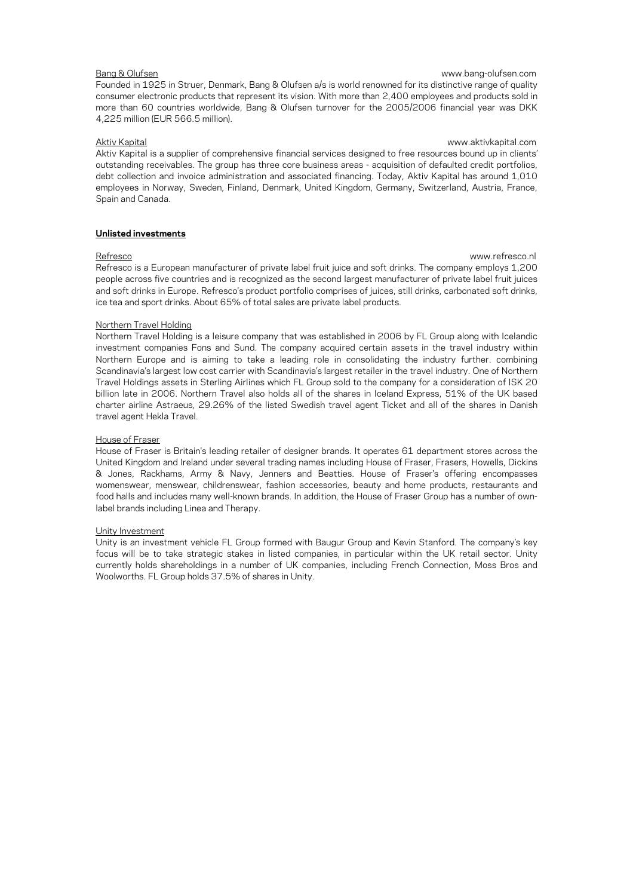Bang & Olufsen www.bang-olufsen.com

Founded in 1925 in Struer, Denmark, Bang & Olufsen a/s is world renowned for its distinctive range of quality consumer electronic products that represent its vision. With more than 2,400 employees and products sold in more than 60 countries worldwide, Bang & Olufsen turnover for the 2005/2006 financial year was DKK 4,225 million (EUR 566.5 million).

Aktiv Kapital www.aktivkapital.com

Aktiv Kapital is a supplier of comprehensive financial services designed to free resources bound up in clients' outstanding receivables. The group has three core business areas - acquisition of defaulted credit portfolios, debt collection and invoice administration and associated financing. Today, Aktiv Kapital has around 1,010 employees in Norway, Sweden, Finland, Denmark, United Kingdom, Germany, Switzerland, Austria, France, Spain and Canada.

**Unlisted investments**

Refresco www.refresco.nl

Refresco is a European manufacturer of private label fruit juice and soft drinks. The company employs 1,200 people across five countries and is recognized as the second largest manufacturer of private label fruit juices and soft drinks in Europe. Refresco's product portfolio comprises of juices, still drinks, carbonated soft drinks, ice tea and sport drinks. About 65% of total sales are private label products.

Northern Travel Holding

Northern Travel Holding is a leisure company that was established in 2006 by FL Group along with Icelandic investment companies Fons and Sund. The company acquired certain assets in the travel industry within Northern Europe and is aiming to take a leading role in consolidating the industry further. combining Scandinavia's largest low cost carrier with Scandinavia's largest retailer in the travel industry. One of Northern Travel Holdings assets in Sterling Airlines which FL Group sold to the company for a consideration of ISK 20 billion late in 2006. Northern Travel also holds all of the shares in Iceland Express, 51% of the UK based charter airline Astraeus, 29.26% of the listed Swedish travel agent Ticket and all of the shares in Danish travel agent Hekla Travel.

House of Fraser

House of Fraser is Britain's leading retailer of designer brands. It operates 61 department stores across the United Kingdom and Ireland under several trading names including House of Fraser, Frasers, Howells, Dickins & Jones, Rackhams, Army & Navy, Jenners and Beatties. House of Fraser's offering encompasses womenswear, menswear, childrenswear, fashion accessories, beauty and home products, restaurants and food halls and includes many well-known brands. In addition, the House of Fraser Group has a number of own-label brands including Linea and Therapy.

Unity Investment

Unity is an investment vehicle FL Group formed with Baugur Group and Kevin Stanford. The company's key focus will be to take strategic stakes in listed companies, in particular within the UK retail sector. Unity currently holds shareholdings in a number of UK companies, including French Connection, Moss Bros and Woolworths. FL Group holds 37.5% of shares in Unity.